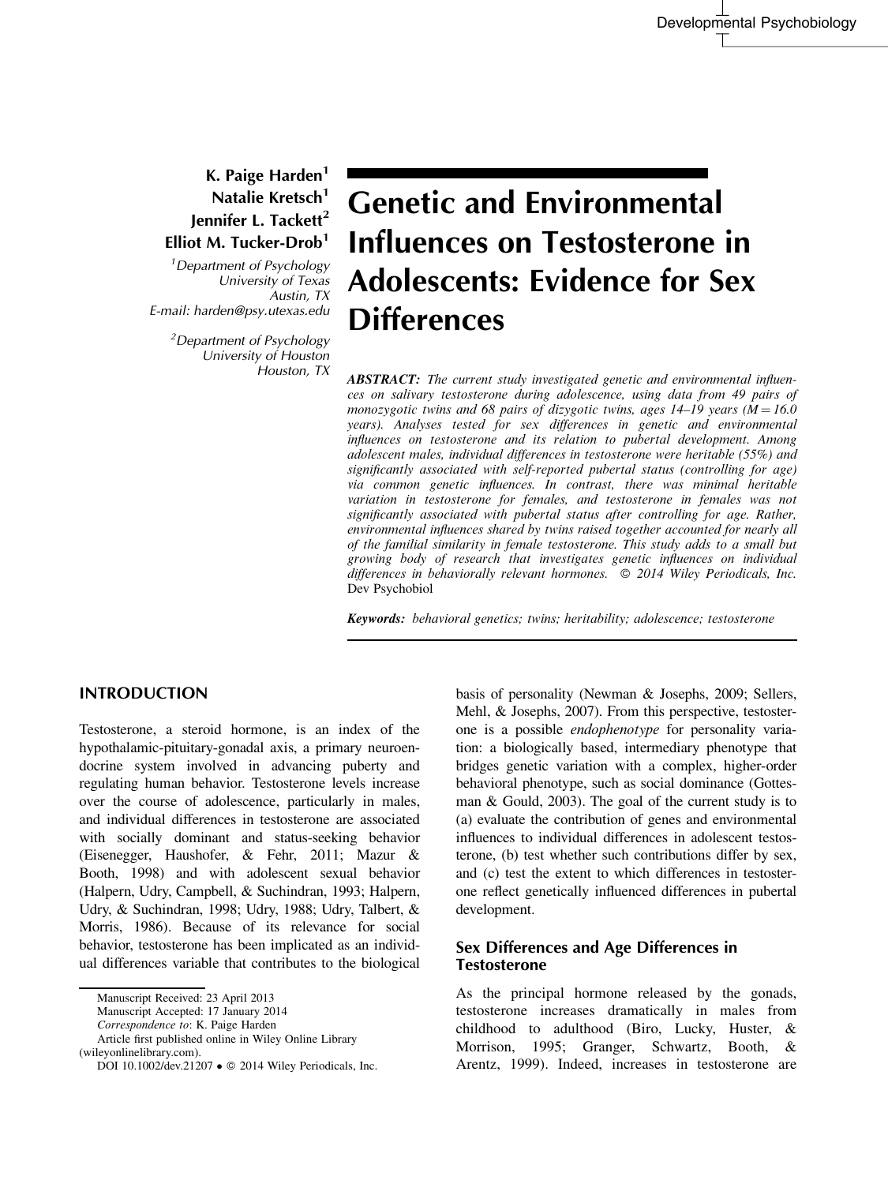K. Paige Harden[1]
Natalie Kretsch[1]
Jennifer L. Tackett[2]
Elliot M. Tucker-Drob[1]

[1]*Department of Psychology*
*University of Texas*
*Austin, TX*
*E-mail: harden@psy.utexas.edu*

[2]*Department of Psychology*
*University of Houston*
*Houston, TX*

# Genetic and Environmental Influences on Testosterone in Adolescents: Evidence for Sex Differences

***ABSTRACT:*** *The current study investigated genetic and environmental influences on salivary testosterone during adolescence, using data from 49 pairs of monozygotic twins and 68 pairs of dizygotic twins, ages 14–19 years ($M = 16.0$ years). Analyses tested for sex differences in genetic and environmental influences on testosterone and its relation to pubertal development. Among adolescent males, individual differences in testosterone were heritable (55%) and significantly associated with self-reported pubertal status (controlling for age) via common genetic influences. In contrast, there was minimal heritable variation in testosterone for females, and testosterone in females was not significantly associated with pubertal status after controlling for age. Rather, environmental influences shared by twins raised together accounted for nearly all of the familial similarity in female testosterone. This study adds to a small but growing body of research that investigates genetic influences on individual differences in behaviorally relevant hormones. © 2014 Wiley Periodicals, Inc.* Dev Psychobiol

***Keywords:*** *behavioral genetics; twins; heritability; adolescence; testosterone*

## INTRODUCTION

Testosterone, a steroid hormone, is an index of the hypothalamic-pituitary-gonadal axis, a primary neuroendocrine system involved in advancing puberty and regulating human behavior. Testosterone levels increase over the course of adolescence, particularly in males, and individual differences in testosterone are associated with socially dominant and status-seeking behavior (Eisenegger, Haushofer, & Fehr, 2011; Mazur & Booth, 1998) and with adolescent sexual behavior (Halpern, Udry, Campbell, & Suchindran, 1993; Halpern, Udry, & Suchindran, 1998; Udry, 1988; Udry, Talbert, & Morris, 1986). Because of its relevance for social behavior, testosterone has been implicated as an individual differences variable that contributes to the biological basis of personality (Newman & Josephs, 2009; Sellers, Mehl, & Josephs, 2007). From this perspective, testosterone is a possible *endophenotype* for personality variation: a biologically based, intermediary phenotype that bridges genetic variation with a complex, higher-order behavioral phenotype, such as social dominance (Gottesman & Gould, 2003). The goal of the current study is to (a) evaluate the contribution of genes and environmental influences to individual differences in adolescent testosterone, (b) test whether such contributions differ by sex, and (c) test the extent to which differences in testosterone reflect genetically influenced differences in pubertal development.

### Sex Differences and Age Differences in Testosterone

As the principal hormone released by the gonads, testosterone increases dramatically in males from childhood to adulthood (Biro, Lucky, Huster, & Morrison, 1995; Granger, Schwartz, Booth, & Arentz, 1999). Indeed, increases in testosterone are

Manuscript Received: 23 April 2013
Manuscript Accepted: 17 January 2014
*Correspondence to*: K. Paige Harden
Article first published online in Wiley Online Library (wileyonlinelibrary.com).
DOI 10.1002/dev.21207 • © 2014 Wiley Periodicals, Inc.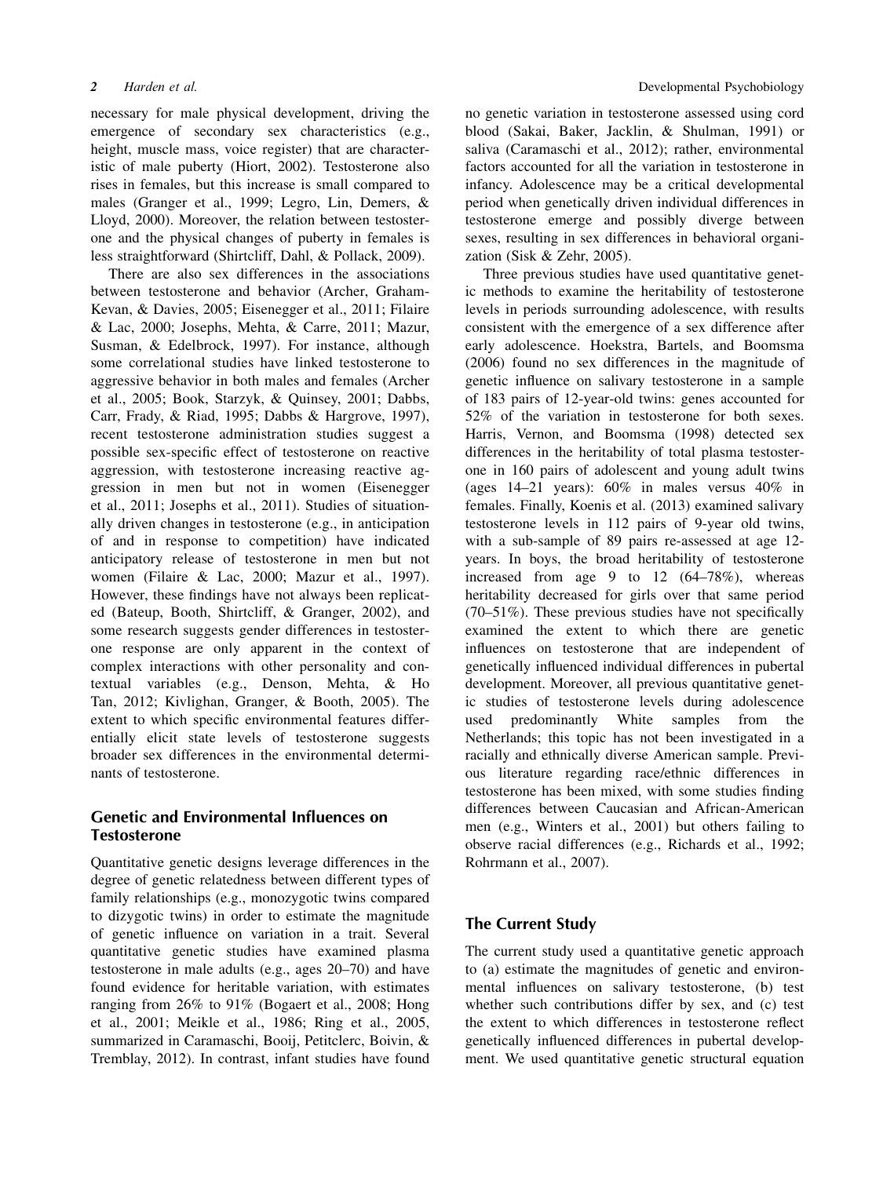necessary for male physical development, driving the emergence of secondary sex characteristics (e.g., height, muscle mass, voice register) that are characteristic of male puberty (Hiort, 2002). Testosterone also rises in females, but this increase is small compared to males (Granger et al., 1999; Legro, Lin, Demers, & Lloyd, 2000). Moreover, the relation between testosterone and the physical changes of puberty in females is less straightforward (Shirtcliff, Dahl, & Pollack, 2009).

There are also sex differences in the associations between testosterone and behavior (Archer, Graham-Kevan, & Davies, 2005; Eisenegger et al., 2011; Filaire & Lac, 2000; Josephs, Mehta, & Carre, 2011; Mazur, Susman, & Edelbrock, 1997). For instance, although some correlational studies have linked testosterone to aggressive behavior in both males and females (Archer et al., 2005; Book, Starzyk, & Quinsey, 2001; Dabbs, Carr, Frady, & Riad, 1995; Dabbs & Hargrove, 1997), recent testosterone administration studies suggest a possible sex-specific effect of testosterone on reactive aggression, with testosterone increasing reactive aggression in men but not in women (Eisenegger et al., 2011; Josephs et al., 2011). Studies of situationally driven changes in testosterone (e.g., in anticipation of and in response to competition) have indicated anticipatory release of testosterone in men but not women (Filaire & Lac, 2000; Mazur et al., 1997). However, these findings have not always been replicated (Bateup, Booth, Shirtcliff, & Granger, 2002), and some research suggests gender differences in testosterone response are only apparent in the context of complex interactions with other personality and contextual variables (e.g., Denson, Mehta, & Ho Tan, 2012; Kivlighan, Granger, & Booth, 2005). The extent to which specific environmental features differentially elicit state levels of testosterone suggests broader sex differences in the environmental determinants of testosterone.

## Genetic and Environmental Influences on Testosterone

Quantitative genetic designs leverage differences in the degree of genetic relatedness between different types of family relationships (e.g., monozygotic twins compared to dizygotic twins) in order to estimate the magnitude of genetic influence on variation in a trait. Several quantitative genetic studies have examined plasma testosterone in male adults (e.g., ages 20–70) and have found evidence for heritable variation, with estimates ranging from 26% to 91% (Bogaert et al., 2008; Hong et al., 2001; Meikle et al., 1986; Ring et al., 2005, summarized in Caramaschi, Booij, Petitclerc, Boivin, & Tremblay, 2012). In contrast, infant studies have found no genetic variation in testosterone assessed using cord blood (Sakai, Baker, Jacklin, & Shulman, 1991) or saliva (Caramaschi et al., 2012); rather, environmental factors accounted for all the variation in testosterone in infancy. Adolescence may be a critical developmental period when genetically driven individual differences in testosterone emerge and possibly diverge between sexes, resulting in sex differences in behavioral organization (Sisk & Zehr, 2005).

Three previous studies have used quantitative genetic methods to examine the heritability of testosterone levels in periods surrounding adolescence, with results consistent with the emergence of a sex difference after early adolescence. Hoekstra, Bartels, and Boomsma (2006) found no sex differences in the magnitude of genetic influence on salivary testosterone in a sample of 183 pairs of 12-year-old twins: genes accounted for 52% of the variation in testosterone for both sexes. Harris, Vernon, and Boomsma (1998) detected sex differences in the heritability of total plasma testosterone in 160 pairs of adolescent and young adult twins (ages 14–21 years): 60% in males versus 40% in females. Finally, Koenis et al. (2013) examined salivary testosterone levels in 112 pairs of 9-year old twins, with a sub-sample of 89 pairs re-assessed at age 12-years. In boys, the broad heritability of testosterone increased from age 9 to 12 (64–78%), whereas heritability decreased for girls over that same period (70–51%). These previous studies have not specifically examined the extent to which there are genetic influences on testosterone that are independent of genetically influenced individual differences in pubertal development. Moreover, all previous quantitative genetic studies of testosterone levels during adolescence used predominantly White samples from the Netherlands; this topic has not been investigated in a racially and ethnically diverse American sample. Previous literature regarding race/ethnic differences in testosterone has been mixed, with some studies finding differences between Caucasian and African-American men (e.g., Winters et al., 2001) but others failing to observe racial differences (e.g., Richards et al., 1992; Rohrmann et al., 2007).

## The Current Study

The current study used a quantitative genetic approach to (a) estimate the magnitudes of genetic and environmental influences on salivary testosterone, (b) test whether such contributions differ by sex, and (c) test the extent to which differences in testosterone reflect genetically influenced differences in pubertal development. We used quantitative genetic structural equation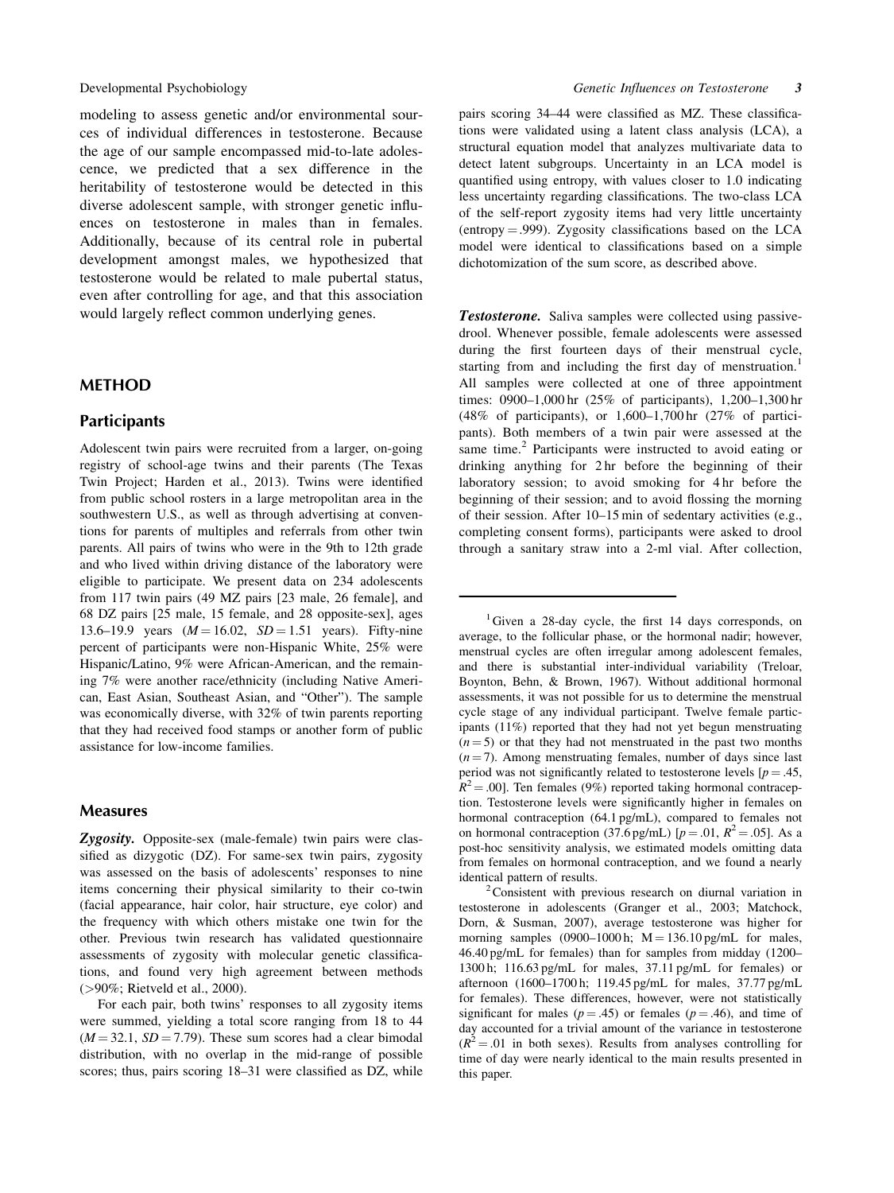modeling to assess genetic and/or environmental sources of individual differences in testosterone. Because the age of our sample encompassed mid-to-late adolescence, we predicted that a sex difference in the heritability of testosterone would be detected in this diverse adolescent sample, with stronger genetic influences on testosterone in males than in females. Additionally, because of its central role in pubertal development amongst males, we hypothesized that testosterone would be related to male pubertal status, even after controlling for age, and that this association would largely reflect common underlying genes.

## METHOD

### Participants

Adolescent twin pairs were recruited from a larger, on-going registry of school-age twins and their parents (The Texas Twin Project; Harden et al., 2013). Twins were identified from public school rosters in a large metropolitan area in the southwestern U.S., as well as through advertising at conventions for parents of multiples and referrals from other twin parents. All pairs of twins who were in the 9th to 12th grade and who lived within driving distance of the laboratory were eligible to participate. We present data on 234 adolescents from 117 twin pairs (49 MZ pairs [23 male, 26 female], and 68 DZ pairs [25 male, 15 female, and 28 opposite-sex], ages 13.6–19.9 years ($M = 16.02$, $SD = 1.51$ years). Fifty-nine percent of participants were non-Hispanic White, 25% were Hispanic/Latino, 9% were African-American, and the remaining 7% were another race/ethnicity (including Native American, East Asian, Southeast Asian, and "Other"). The sample was economically diverse, with 32% of twin parents reporting that they had received food stamps or another form of public assistance for low-income families.

### Measures

***Zygosity.*** Opposite-sex (male-female) twin pairs were classified as dizygotic (DZ). For same-sex twin pairs, zygosity was assessed on the basis of adolescents' responses to nine items concerning their physical similarity to their co-twin (facial appearance, hair color, hair structure, eye color) and the frequency with which others mistake one twin for the other. Previous twin research has validated questionnaire assessments of zygosity with molecular genetic classifications, and found very high agreement between methods (>90%; Rietveld et al., 2000).

For each pair, both twins' responses to all zygosity items were summed, yielding a total score ranging from 18 to 44 ($M = 32.1$, $SD = 7.79$). These sum scores had a clear bimodal distribution, with no overlap in the mid-range of possible scores; thus, pairs scoring 18–31 were classified as DZ, while pairs scoring 34–44 were classified as MZ. These classifications were validated using a latent class analysis (LCA), a structural equation model that analyzes multivariate data to detect latent subgroups. Uncertainty in an LCA model is quantified using entropy, with values closer to 1.0 indicating less uncertainty regarding classifications. The two-class LCA of the self-report zygosity items had very little uncertainty (entropy = .999). Zygosity classifications based on the LCA model were identical to classifications based on a simple dichotomization of the sum score, as described above.

***Testosterone.*** Saliva samples were collected using passive-drool. Whenever possible, female adolescents were assessed during the first fourteen days of their menstrual cycle, starting from and including the first day of menstruation.[1] All samples were collected at one of three appointment times: 0900–1,000 hr (25% of participants), 1,200–1,300 hr (48% of participants), or 1,600–1,700 hr (27% of participants). Both members of a twin pair were assessed at the same time.[2] Participants were instructed to avoid eating or drinking anything for 2 hr before the beginning of their laboratory session; to avoid smoking for 4 hr before the beginning of their session; and to avoid flossing the morning of their session. After 10–15 min of sedentary activities (e.g., completing consent forms), participants were asked to drool through a sanitary straw into a 2-ml vial. After collection,

---

[1] Given a 28-day cycle, the first 14 days corresponds, on average, to the follicular phase, or the hormonal nadir; however, menstrual cycles are often irregular among adolescent females, and there is substantial inter-individual variability (Treloar, Boynton, Behn, & Brown, 1967). Without additional hormonal assessments, it was not possible for us to determine the menstrual cycle stage of any individual participant. Twelve female participants (11%) reported that they had not yet begun menstruating ($n = 5$) or that they had not menstruated in the past two months ($n = 7$). Among menstruating females, number of days since last period was not significantly related to testosterone levels [$p = .45$, $R^2 = .00$]. Ten females (9%) reported taking hormonal contraception. Testosterone levels were significantly higher in females on hormonal contraception (64.1 pg/mL), compared to females not on hormonal contraception (37.6 pg/mL) [$p = .01$, $R^2 = .05$]. As a post-hoc sensitivity analysis, we estimated models omitting data from females on hormonal contraception, and we found a nearly identical pattern of results.

[2] Consistent with previous research on diurnal variation in testosterone in adolescents (Granger et al., 2003; Matchock, Dorn, & Susman, 2007), average testosterone was higher for morning samples (0900–1000 h; M = 136.10 pg/mL for males, 46.40 pg/mL for females) than for samples from midday (1200–1300 h; 116.63 pg/mL for males, 37.11 pg/mL for females) or afternoon (1600–1700 h; 119.45 pg/mL for males, 37.77 pg/mL for females). These differences, however, were not statistically significant for males ($p = .45$) or females ($p = .46$), and time of day accounted for a trivial amount of the variance in testosterone ($R^2 = .01$ in both sexes). Results from analyses controlling for time of day were nearly identical to the main results presented in this paper.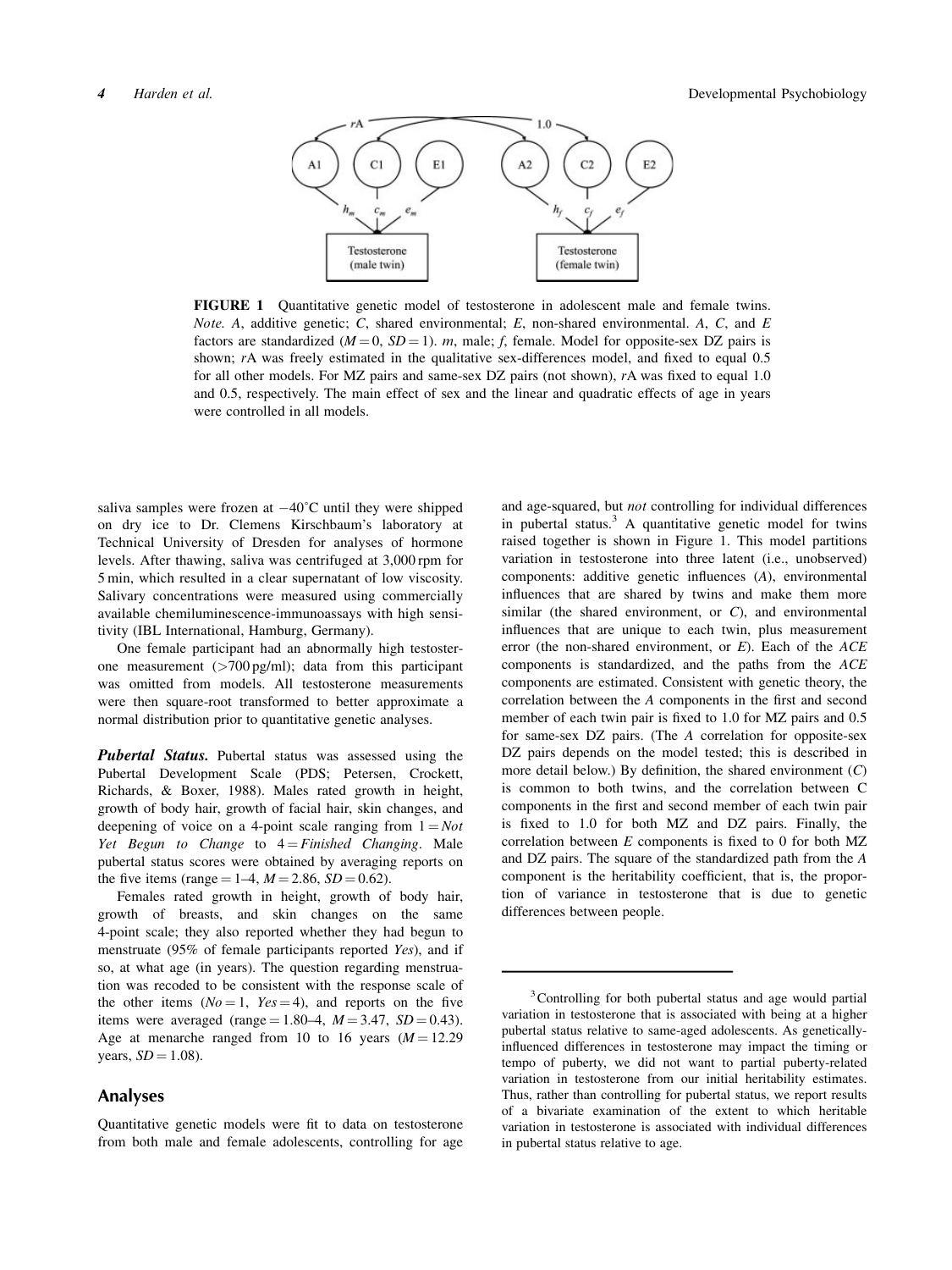FIGURE 1 Quantitative genetic model of testosterone in adolescent male and female twins. *Note. A*, additive genetic; *C*, shared environmental; *E*, non-shared environmental. *A*, *C*, and *E* factors are standardized ($M = 0$, $SD = 1$). *m*, male; *f*, female. Model for opposite-sex DZ pairs is shown; *r*A was freely estimated in the qualitative sex-differences model, and fixed to equal 0.5 for all other models. For MZ pairs and same-sex DZ pairs (not shown), *r*A was fixed to equal 1.0 and 0.5, respectively. The main effect of sex and the linear and quadratic effects of age in years were controlled in all models.

saliva samples were frozen at −40°C until they were shipped on dry ice to Dr. Clemens Kirschbaum's laboratory at Technical University of Dresden for analyses of hormone levels. After thawing, saliva was centrifuged at 3,000 rpm for 5 min, which resulted in a clear supernatant of low viscosity. Salivary concentrations were measured using commercially available chemiluminescence-immunoassays with high sensitivity (IBL International, Hamburg, Germany).

One female participant had an abnormally high testosterone measurement (>700 pg/ml); data from this participant was omitted from models. All testosterone measurements were then square-root transformed to better approximate a normal distribution prior to quantitative genetic analyses.

***Pubertal Status.*** Pubertal status was assessed using the Pubertal Development Scale (PDS; Petersen, Crockett, Richards, & Boxer, 1988). Males rated growth in height, growth of body hair, growth of facial hair, skin changes, and deepening of voice on a 4-point scale ranging from 1 = *Not Yet Begun to Change* to 4 = *Finished Changing*. Male pubertal status scores were obtained by averaging reports on the five items (range = 1–4, $M = 2.86$, $SD = 0.62$).

Females rated growth in height, growth of body hair, growth of breasts, and skin changes on the same 4-point scale; they also reported whether they had begun to menstruate (95% of female participants reported *Yes*), and if so, at what age (in years). The question regarding menstruation was recoded to be consistent with the response scale of the other items (*No* = 1, *Yes* = 4), and reports on the five items were averaged (range = 1.80–4, $M = 3.47$, $SD = 0.43$). Age at menarche ranged from 10 to 16 years ($M = 12.29$ years, $SD = 1.08$).

## Analyses

Quantitative genetic models were fit to data on testosterone from both male and female adolescents, controlling for age and age-squared, but *not* controlling for individual differences in pubertal status.[3] A quantitative genetic model for twins raised together is shown in Figure 1. This model partitions variation in testosterone into three latent (i.e., unobserved) components: additive genetic influences (*A*), environmental influences that are shared by twins and make them more similar (the shared environment, or *C*), and environmental influences that are unique to each twin, plus measurement error (the non-shared environment, or *E*). Each of the *ACE* components is standardized, and the paths from the *ACE* components are estimated. Consistent with genetic theory, the correlation between the *A* components in the first and second member of each twin pair is fixed to 1.0 for MZ pairs and 0.5 for same-sex DZ pairs. (The *A* correlation for opposite-sex DZ pairs depends on the model tested; this is described in more detail below.) By definition, the shared environment (*C*) is common to both twins, and the correlation between C components in the first and second member of each twin pair is fixed to 1.0 for both MZ and DZ pairs. Finally, the correlation between *E* components is fixed to 0 for both MZ and DZ pairs. The square of the standardized path from the *A* component is the heritability coefficient, that is, the proportion of variance in testosterone that is due to genetic differences between people.

[3] Controlling for both pubertal status and age would partial variation in testosterone that is associated with being at a higher pubertal status relative to same-aged adolescents. As genetically-influenced differences in testosterone may impact the timing or tempo of puberty, we did not want to partial puberty-related variation in testosterone from our initial heritability estimates. Thus, rather than controlling for pubertal status, we report results of a bivariate examination of the extent to which heritable variation in testosterone is associated with individual differences in pubertal status relative to age.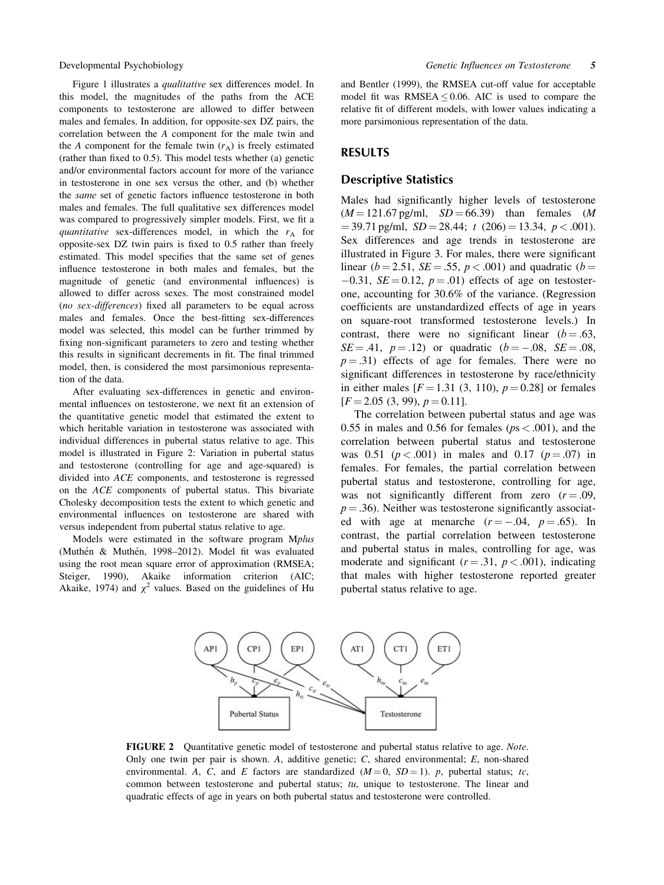Figure 1 illustrates a *qualitative* sex differences model. In this model, the magnitudes of the paths from the ACE components to testosterone are allowed to differ between males and females. In addition, for opposite-sex DZ pairs, the correlation between the *A* component for the male twin and the *A* component for the female twin ($r_A$) is freely estimated (rather than fixed to 0.5). This model tests whether (a) genetic and/or environmental factors account for more of the variance in testosterone in one sex versus the other, and (b) whether the *same* set of genetic factors influence testosterone in both males and females. The full qualitative sex differences model was compared to progressively simpler models. First, we fit a *quantitative* sex-differences model, in which the $r_A$ for opposite-sex DZ twin pairs is fixed to 0.5 rather than freely estimated. This model specifies that the same set of genes influence testosterone in both males and females, but the magnitude of genetic (and environmental influences) is allowed to differ across sexes. The most constrained model (*no sex-differences*) fixed all parameters to be equal across males and females. Once the best-fitting sex-differences model was selected, this model can be further trimmed by fixing non-significant parameters to zero and testing whether this results in significant decrements in fit. The final trimmed model, then, is considered the most parsimonious representation of the data.

After evaluating sex-differences in genetic and environmental influences on testosterone, we next fit an extension of the quantitative genetic model that estimated the extent to which heritable variation in testosterone was associated with individual differences in pubertal status relative to age. This model is illustrated in Figure 2: Variation in pubertal status and testosterone (controlling for age and age-squared) is divided into *ACE* components, and testosterone is regressed on the *ACE* components of pubertal status. This bivariate Cholesky decomposition tests the extent to which genetic and environmental influences on testosterone are shared with versus independent from pubertal status relative to age.

Models were estimated in the software program M*plus* (Muthén & Muthén, 1998–2012). Model fit was evaluated using the root mean square error of approximation (RMSEA; Steiger, 1990), Akaike information criterion (AIC; Akaike, 1974) and $\chi^2$ values. Based on the guidelines of Hu and Bentler (1999), the RMSEA cut-off value for acceptable model fit was RMSEA $\leq 0.06$. AIC is used to compare the relative fit of different models, with lower values indicating a more parsimonious representation of the data.

## RESULTS

### Descriptive Statistics

Males had significantly higher levels of testosterone ($M = 121.67$ pg/ml, $SD = 66.39$) than females ($M = 39.71$ pg/ml, $SD = 28.44$; $t\ (206) = 13.34$, $p < .001$). Sex differences and age trends in testosterone are illustrated in Figure 3. For males, there were significant linear ($b = 2.51$, $SE = .55$, $p < .001$) and quadratic ($b = -0.31$, $SE = 0.12$, $p = .01$) effects of age on testosterone, accounting for 30.6% of the variance. (Regression coefficients are unstandardized effects of age in years on square-root transformed testosterone levels.) In contrast, there were no significant linear ($b = .63$, $SE = .41$, $p = .12$) or quadratic ($b = -.08$, $SE = .08$, $p = .31$) effects of age for females. There were no significant differences in testosterone by race/ethnicity in either males [$F = 1.31\ (3, 110)$, $p = 0.28$] or females [$F = 2.05\ (3, 99)$, $p = 0.11$].

The correlation between pubertal status and age was 0.55 in males and 0.56 for females ($ps < .001$), and the correlation between pubertal status and testosterone was 0.51 ($p < .001$) in males and 0.17 ($p = .07$) in females. For females, the partial correlation between pubertal status and testosterone, controlling for age, was not significantly different from zero ($r = .09$, $p = .36$). Neither was testosterone significantly associated with age at menarche ($r = -.04$, $p = .65$). In contrast, the partial correlation between testosterone and pubertal status in males, controlling for age, was moderate and significant ($r = .31$, $p < .001$), indicating that males with higher testosterone reported greater pubertal status relative to age.

**FIGURE 2** Quantitative genetic model of testosterone and pubertal status relative to age. *Note*. Only one twin per pair is shown. *A*, additive genetic; *C*, shared environmental; *E*, non-shared environmental. *A*, *C*, and *E* factors are standardized ($M = 0$, $SD = 1$). *p*, pubertal status; *tc*, common between testosterone and pubertal status; *tu*, unique to testosterone. The linear and quadratic effects of age in years on both pubertal status and testosterone were controlled.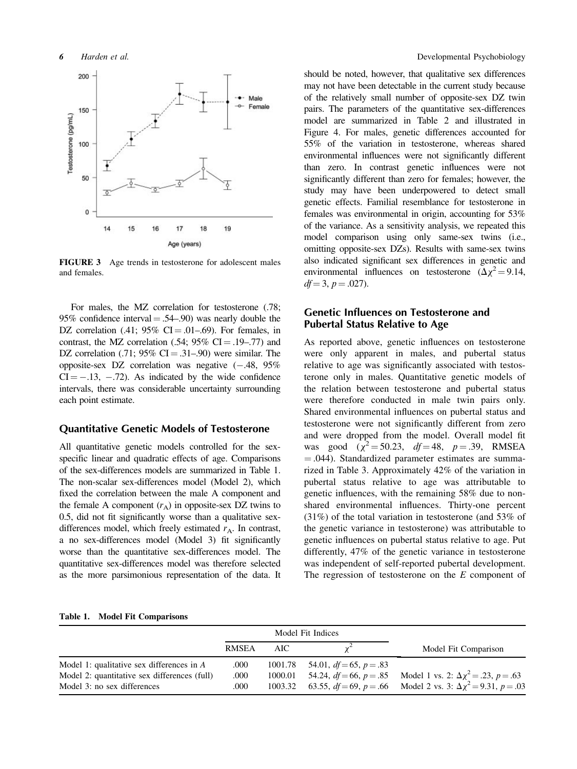FIGURE 3 Age trends in testosterone for adolescent males and females.

For males, the MZ correlation for testosterone (.78; 95% confidence interval = .54–.90) was nearly double the DZ correlation (.41; 95% CI = .01–.69). For females, in contrast, the MZ correlation (.54; 95% CI = .19–.77) and DZ correlation (.71; 95% CI = .31–.90) were similar. The opposite-sex DZ correlation was negative (−.48, 95% CI = −.13, −.72). As indicated by the wide confidence intervals, there was considerable uncertainty surrounding each point estimate.

## Quantitative Genetic Models of Testosterone

All quantitative genetic models controlled for the sex-specific linear and quadratic effects of age. Comparisons of the sex-differences models are summarized in Table 1. The non-scalar sex-differences model (Model 2), which fixed the correlation between the male A component and the female A component ($r_A$) in opposite-sex DZ twins to 0.5, did not fit significantly worse than a qualitative sex-differences model, which freely estimated $r_A$. In contrast, a no sex-differences model (Model 3) fit significantly worse than the quantitative sex-differences model. The quantitative sex-differences model was therefore selected as the more parsimonious representation of the data. It should be noted, however, that qualitative sex differences may not have been detectable in the current study because of the relatively small number of opposite-sex DZ twin pairs. The parameters of the quantitative sex-differences model are summarized in Table 2 and illustrated in Figure 4. For males, genetic differences accounted for 55% of the variation in testosterone, whereas shared environmental influences were not significantly different than zero. In contrast genetic influences were not significantly different than zero for females; however, the study may have been underpowered to detect small genetic effects. Familial resemblance for testosterone in females was environmental in origin, accounting for 53% of the variance. As a sensitivity analysis, we repeated this model comparison using only same-sex twins (i.e., omitting opposite-sex DZs). Results with same-sex twins also indicated significant sex differences in genetic and environmental influences on testosterone ($\Delta\chi^2 = 9.14$, $df = 3$, $p = .027$).

## Genetic Influences on Testosterone and Pubertal Status Relative to Age

As reported above, genetic influences on testosterone were only apparent in males, and pubertal status relative to age was significantly associated with testosterone only in males. Quantitative genetic models of the relation between testosterone and pubertal status were therefore conducted in male twin pairs only. Shared environmental influences on pubertal status and testosterone were not significantly different from zero and were dropped from the model. Overall model fit was good ($\chi^2 = 50.23$, $df = 48$, $p = .39$, RMSEA = .044). Standardized parameter estimates are summarized in Table 3. Approximately 42% of the variation in pubertal status relative to age was attributable to genetic influences, with the remaining 58% due to non-shared environmental influences. Thirty-one percent (31%) of the total variation in testosterone (and 53% of the genetic variance in testosterone) was attributable to genetic influences on pubertal status relative to age. Put differently, 47% of the genetic variance in testosterone was independent of self-reported pubertal development. The regression of testosterone on the *E* component of

**Table 1. Model Fit Comparisons**

| | Model Fit Indices | | | Model Fit Comparison |
|---|---|---|---|---|
| | RMSEA | AIC | $\chi^2$ | |
| Model 1: qualitative sex differences in *A* | .000 | 1001.78 | 54.01, $df = 65$, $p = .83$ | |
| Model 2: quantitative sex differences (full) | .000 | 1000.01 | 54.24, $df = 66$, $p = .85$ | Model 1 vs. 2: $\Delta\chi^2 = .23$, $p = .63$ |
| Model 3: no sex differences | .000 | 1003.32 | 63.55, $df = 69$, $p = .66$ | Model 2 vs. 3: $\Delta\chi^2 = 9.31$, $p = .03$ |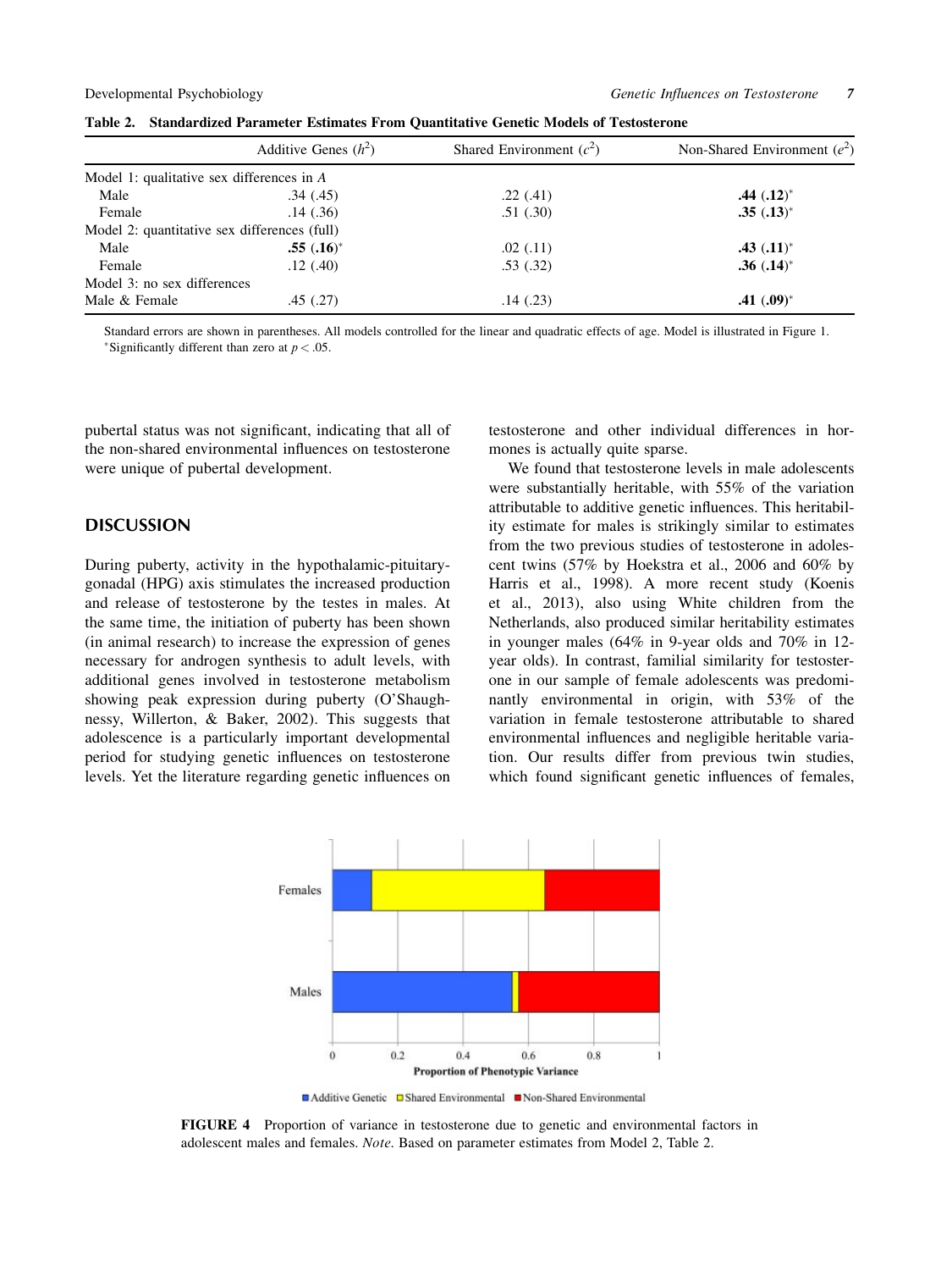**Table 2. Standardized Parameter Estimates From Quantitative Genetic Models of Testosterone**

| | Additive Genes ($h^2$) | Shared Environment ($c^2$) | Non-Shared Environment ($e^2$) |
|---|---|---|---|
| Model 1: qualitative sex differences in *A* | | | |
| Male | .34 (.45) | .22 (.41) | **.44 (.12)*** |
| Female | .14 (.36) | .51 (.30) | **.35 (.13)*** |
| Model 2: quantitative sex differences (full) | | | |
| Male | **.55 (.16)*** | .02 (.11) | **.43 (.11)*** |
| Female | .12 (.40) | .53 (.32) | **.36 (.14)*** |
| Model 3: no sex differences | | | |
| Male & Female | .45 (.27) | .14 (.23) | **.41 (.09)*** |

Standard errors are shown in parentheses. All models controlled for the linear and quadratic effects of age. Model is illustrated in Figure 1.
*Significantly different than zero at $p < .05$.

pubertal status was not significant, indicating that all of the non-shared environmental influences on testosterone were unique of pubertal development.

## DISCUSSION

During puberty, activity in the hypothalamic-pituitary-gonadal (HPG) axis stimulates the increased production and release of testosterone by the testes in males. At the same time, the initiation of puberty has been shown (in animal research) to increase the expression of genes necessary for androgen synthesis to adult levels, with additional genes involved in testosterone metabolism showing peak expression during puberty (O'Shaughnessy, Willerton, & Baker, 2002). This suggests that adolescence is a particularly important developmental period for studying genetic influences on testosterone levels. Yet the literature regarding genetic influences on testosterone and other individual differences in hormones is actually quite sparse.

We found that testosterone levels in male adolescents were substantially heritable, with 55% of the variation attributable to additive genetic influences. This heritability estimate for males is strikingly similar to estimates from the two previous studies of testosterone in adolescent twins (57% by Hoekstra et al., 2006 and 60% by Harris et al., 1998). A more recent study (Koenis et al., 2013), also using White children from the Netherlands, also produced similar heritability estimates in younger males (64% in 9-year olds and 70% in 12-year olds). In contrast, familial similarity for testosterone in our sample of female adolescents was predominantly environmental in origin, with 53% of the variation in female testosterone attributable to shared environmental influences and negligible heritable variation. Our results differ from previous twin studies, which found significant genetic influences of females,

**FIGURE 4** Proportion of variance in testosterone due to genetic and environmental factors in adolescent males and females. *Note*. Based on parameter estimates from Model 2, Table 2.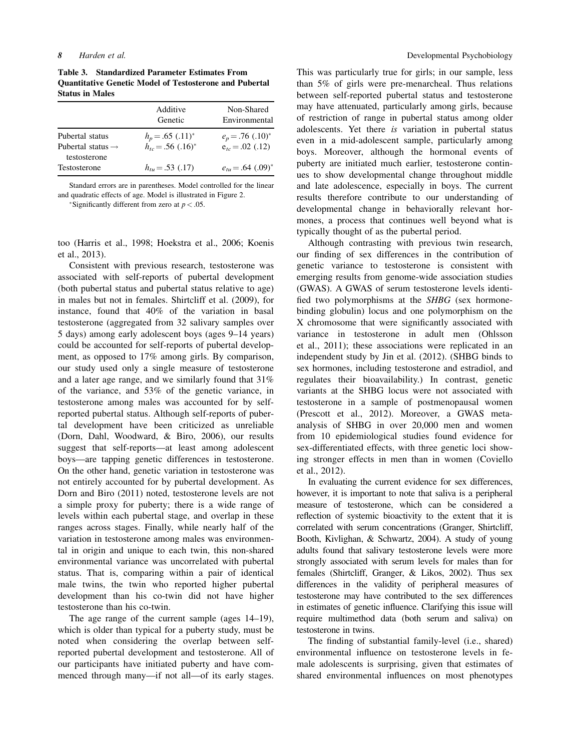**Table 3. Standardized Parameter Estimates From Quantitative Genetic Model of Testosterone and Pubertal Status in Males**

| | Additive Genetic | Non-Shared Environmental |
|---|---|---|
| Pubertal status | $h_p = .65$ (.11)* | $e_p = .76$ (.10)* |
| Pubertal status → testosterone | $h_{tc} = .56$ (.16)* | $e_{tc} = .02$ (.12) |
| Testosterone | $h_{tu} = .53$ (.17) | $e_{tu} = .64$ (.09)* |

Standard errors are in parentheses. Model controlled for the linear and quadratic effects of age. Model is illustrated in Figure 2.

*Significantly different from zero at $p < .05$.

too (Harris et al., 1998; Hoekstra et al., 2006; Koenis et al., 2013).

Consistent with previous research, testosterone was associated with self-reports of pubertal development (both pubertal status and pubertal status relative to age) in males but not in females. Shirtcliff et al. (2009), for instance, found that 40% of the variation in basal testosterone (aggregated from 32 salivary samples over 5 days) among early adolescent boys (ages 9–14 years) could be accounted for self-reports of pubertal development, as opposed to 17% among girls. By comparison, our study used only a single measure of testosterone and a later age range, and we similarly found that 31% of the variance, and 53% of the genetic variance, in testosterone among males was accounted for by self-reported pubertal status. Although self-reports of pubertal development have been criticized as unreliable (Dorn, Dahl, Woodward, & Biro, 2006), our results suggest that self-reports—at least among adolescent boys—are tapping genetic differences in testosterone. On the other hand, genetic variation in testosterone was not entirely accounted for by pubertal development. As Dorn and Biro (2011) noted, testosterone levels are not a simple proxy for puberty; there is a wide range of levels within each pubertal stage, and overlap in these ranges across stages. Finally, while nearly half of the variation in testosterone among males was environmental in origin and unique to each twin, this non-shared environmental variance was uncorrelated with pubertal status. That is, comparing within a pair of identical male twins, the twin who reported higher pubertal development than his co-twin did not have higher testosterone than his co-twin.

The age range of the current sample (ages 14–19), which is older than typical for a puberty study, must be noted when considering the overlap between self-reported pubertal development and testosterone. All of our participants have initiated puberty and have commenced through many—if not all—of its early stages. This was particularly true for girls; in our sample, less than 5% of girls were pre-menarcheal. Thus relations between self-reported pubertal status and testosterone may have attenuated, particularly among girls, because of restriction of range in pubertal status among older adolescents. Yet there *is* variation in pubertal status even in a mid-adolescent sample, particularly among boys. Moreover, although the hormonal events of puberty are initiated much earlier, testosterone continues to show developmental change throughout middle and late adolescence, especially in boys. The current results therefore contribute to our understanding of developmental change in behaviorally relevant hormones, a process that continues well beyond what is typically thought of as the pubertal period.

Although contrasting with previous twin research, our finding of sex differences in the contribution of genetic variance to testosterone is consistent with emerging results from genome-wide association studies (GWAS). A GWAS of serum testosterone levels identified two polymorphisms at the *SHBG* (sex hormone-binding globulin) locus and one polymorphism on the X chromosome that were significantly associated with variance in testosterone in adult men (Ohlsson et al., 2011); these associations were replicated in an independent study by Jin et al. (2012). (SHBG binds to sex hormones, including testosterone and estradiol, and regulates their bioavailability.) In contrast, genetic variants at the SHBG locus were not associated with testosterone in a sample of postmenopausal women (Prescott et al., 2012). Moreover, a GWAS meta-analysis of SHBG in over 20,000 men and women from 10 epidemiological studies found evidence for sex-differentiated effects, with three genetic loci showing stronger effects in men than in women (Coviello et al., 2012).

In evaluating the current evidence for sex differences, however, it is important to note that saliva is a peripheral measure of testosterone, which can be considered a reflection of systemic bioactivity to the extent that it is correlated with serum concentrations (Granger, Shirtcliff, Booth, Kivlighan, & Schwartz, 2004). A study of young adults found that salivary testosterone levels were more strongly associated with serum levels for males than for females (Shirtcliff, Granger, & Likos, 2002). Thus sex differences in the validity of peripheral measures of testosterone may have contributed to the sex differences in estimates of genetic influence. Clarifying this issue will require multimethod data (both serum and saliva) on testosterone in twins.

The finding of substantial family-level (i.e., shared) environmental influence on testosterone levels in female adolescents is surprising, given that estimates of shared environmental influences on most phenotypes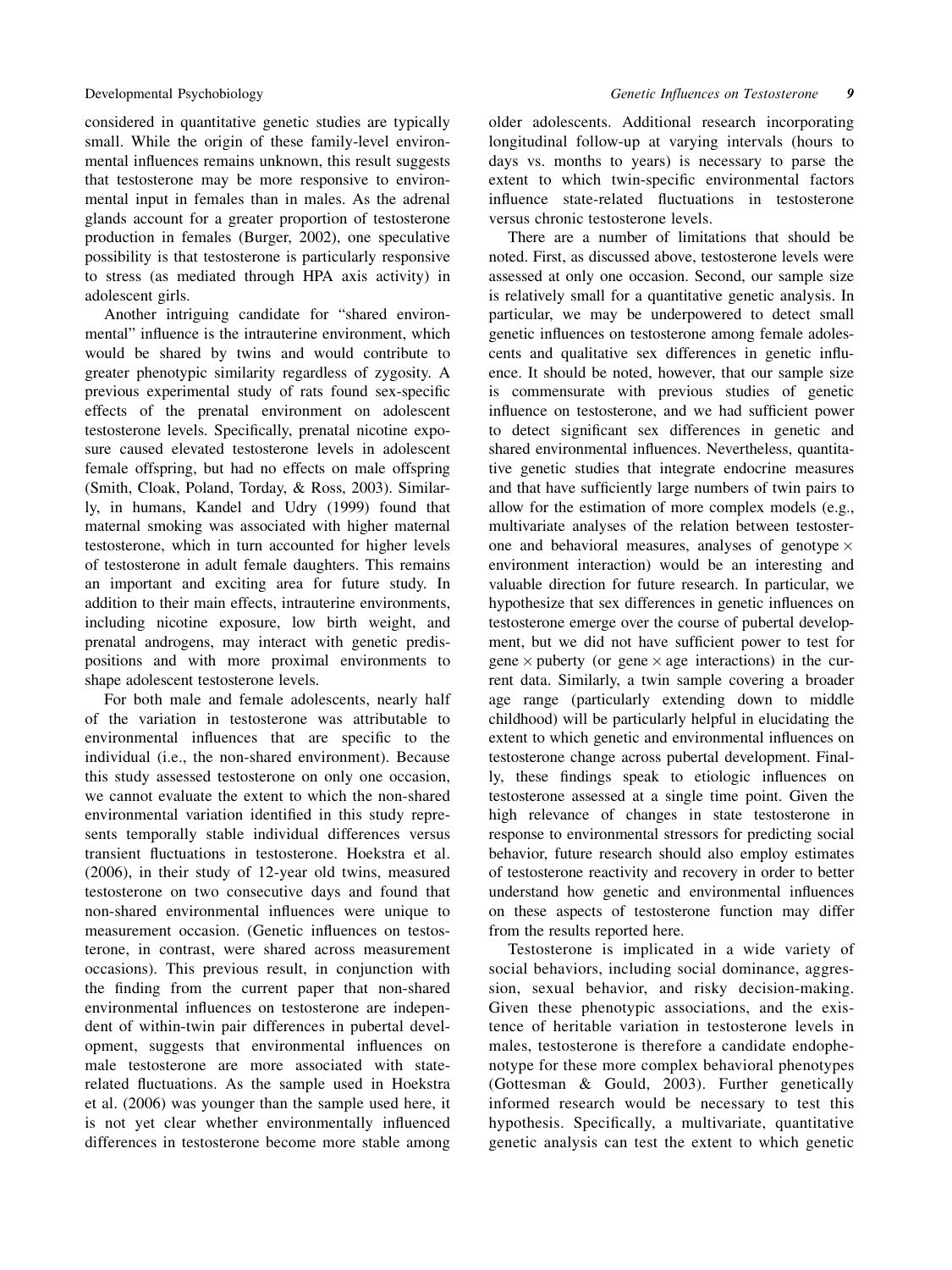considered in quantitative genetic studies are typically small. While the origin of these family-level environmental influences remains unknown, this result suggests that testosterone may be more responsive to environmental input in females than in males. As the adrenal glands account for a greater proportion of testosterone production in females (Burger, 2002), one speculative possibility is that testosterone is particularly responsive to stress (as mediated through HPA axis activity) in adolescent girls.

Another intriguing candidate for "shared environmental" influence is the intrauterine environment, which would be shared by twins and would contribute to greater phenotypic similarity regardless of zygosity. A previous experimental study of rats found sex-specific effects of the prenatal environment on adolescent testosterone levels. Specifically, prenatal nicotine exposure caused elevated testosterone levels in adolescent female offspring, but had no effects on male offspring (Smith, Cloak, Poland, Torday, & Ross, 2003). Similarly, in humans, Kandel and Udry (1999) found that maternal smoking was associated with higher maternal testosterone, which in turn accounted for higher levels of testosterone in adult female daughters. This remains an important and exciting area for future study. In addition to their main effects, intrauterine environments, including nicotine exposure, low birth weight, and prenatal androgens, may interact with genetic predispositions and with more proximal environments to shape adolescent testosterone levels.

For both male and female adolescents, nearly half of the variation in testosterone was attributable to environmental influences that are specific to the individual (i.e., the non-shared environment). Because this study assessed testosterone on only one occasion, we cannot evaluate the extent to which the non-shared environmental variation identified in this study represents temporally stable individual differences versus transient fluctuations in testosterone. Hoekstra et al. (2006), in their study of 12-year old twins, measured testosterone on two consecutive days and found that non-shared environmental influences were unique to measurement occasion. (Genetic influences on testosterone, in contrast, were shared across measurement occasions). This previous result, in conjunction with the finding from the current paper that non-shared environmental influences on testosterone are independent of within-twin pair differences in pubertal development, suggests that environmental influences on male testosterone are more associated with state-related fluctuations. As the sample used in Hoekstra et al. (2006) was younger than the sample used here, it is not yet clear whether environmentally influenced differences in testosterone become more stable among older adolescents. Additional research incorporating longitudinal follow-up at varying intervals (hours to days vs. months to years) is necessary to parse the extent to which twin-specific environmental factors influence state-related fluctuations in testosterone versus chronic testosterone levels.

There are a number of limitations that should be noted. First, as discussed above, testosterone levels were assessed at only one occasion. Second, our sample size is relatively small for a quantitative genetic analysis. In particular, we may be underpowered to detect small genetic influences on testosterone among female adolescents and qualitative sex differences in genetic influence. It should be noted, however, that our sample size is commensurate with previous studies of genetic influence on testosterone, and we had sufficient power to detect significant sex differences in genetic and shared environmental influences. Nevertheless, quantitative genetic studies that integrate endocrine measures and that have sufficiently large numbers of twin pairs to allow for the estimation of more complex models (e.g., multivariate analyses of the relation between testosterone and behavioral measures, analyses of genotype $\times$ environment interaction) would be an interesting and valuable direction for future research. In particular, we hypothesize that sex differences in genetic influences on testosterone emerge over the course of pubertal development, but we did not have sufficient power to test for gene $\times$ puberty (or gene $\times$ age interactions) in the current data. Similarly, a twin sample covering a broader age range (particularly extending down to middle childhood) will be particularly helpful in elucidating the extent to which genetic and environmental influences on testosterone change across pubertal development. Finally, these findings speak to etiologic influences on testosterone assessed at a single time point. Given the high relevance of changes in state testosterone in response to environmental stressors for predicting social behavior, future research should also employ estimates of testosterone reactivity and recovery in order to better understand how genetic and environmental influences on these aspects of testosterone function may differ from the results reported here.

Testosterone is implicated in a wide variety of social behaviors, including social dominance, aggression, sexual behavior, and risky decision-making. Given these phenotypic associations, and the existence of heritable variation in testosterone levels in males, testosterone is therefore a candidate endophenotype for these more complex behavioral phenotypes (Gottesman & Gould, 2003). Further genetically informed research would be necessary to test this hypothesis. Specifically, a multivariate, quantitative genetic analysis can test the extent to which genetic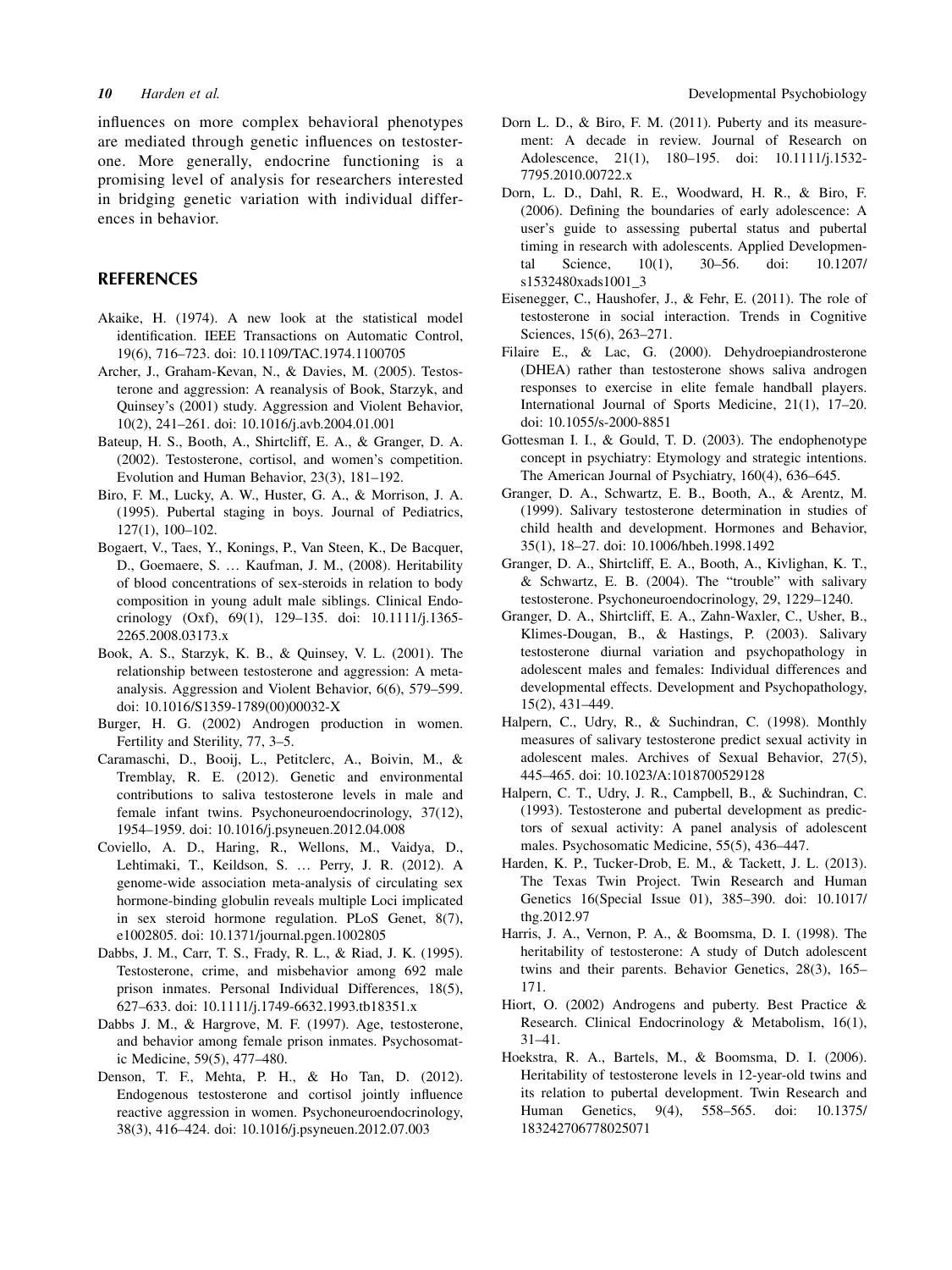influences on more complex behavioral phenotypes are mediated through genetic influences on testosterone. More generally, endocrine functioning is a promising level of analysis for researchers interested in bridging genetic variation with individual differences in behavior.

## REFERENCES

Akaike, H. (1974). A new look at the statistical model identification. IEEE Transactions on Automatic Control, 19(6), 716–723. doi: 10.1109/TAC.1974.1100705

Archer, J., Graham-Kevan, N., & Davies, M. (2005). Testosterone and aggression: A reanalysis of Book, Starzyk, and Quinsey's (2001) study. Aggression and Violent Behavior, 10(2), 241–261. doi: 10.1016/j.avb.2004.01.001

Bateup, H. S., Booth, A., Shirtcliff, E. A., & Granger, D. A. (2002). Testosterone, cortisol, and women's competition. Evolution and Human Behavior, 23(3), 181–192.

Biro, F. M., Lucky, A. W., Huster, G. A., & Morrison, J. A. (1995). Pubertal staging in boys. Journal of Pediatrics, 127(1), 100–102.

Bogaert, V., Taes, Y., Konings, P., Van Steen, K., De Bacquer, D., Goemaere, S. … Kaufman, J. M., (2008). Heritability of blood concentrations of sex-steroids in relation to body composition in young adult male siblings. Clinical Endocrinology (Oxf), 69(1), 129–135. doi: 10.1111/j.1365-2265.2008.03173.x

Book, A. S., Starzyk, K. B., & Quinsey, V. L. (2001). The relationship between testosterone and aggression: A meta-analysis. Aggression and Violent Behavior, 6(6), 579–599. doi: 10.1016/S1359-1789(00)00032-X

Burger, H. G. (2002) Androgen production in women. Fertility and Sterility, 77, 3–5.

Caramaschi, D., Booij, L., Petitclerc, A., Boivin, M., & Tremblay, R. E. (2012). Genetic and environmental contributions to saliva testosterone levels in male and female infant twins. Psychoneuroendocrinology, 37(12), 1954–1959. doi: 10.1016/j.psyneuen.2012.04.008

Coviello, A. D., Haring, R., Wellons, M., Vaidya, D., Lehtimaki, T., Keildson, S. … Perry, J. R. (2012). A genome-wide association meta-analysis of circulating sex hormone-binding globulin reveals multiple Loci implicated in sex steroid hormone regulation. PLoS Genet, 8(7), e1002805. doi: 10.1371/journal.pgen.1002805

Dabbs, J. M., Carr, T. S., Frady, R. L., & Riad, J. K. (1995). Testosterone, crime, and misbehavior among 692 male prison inmates. Personal Individual Differences, 18(5), 627–633. doi: 10.1111/j.1749-6632.1993.tb18351.x

Dabbs J. M., & Hargrove, M. F. (1997). Age, testosterone, and behavior among female prison inmates. Psychosomatic Medicine, 59(5), 477–480.

Denson, T. F., Mehta, P. H., & Ho Tan, D. (2012). Endogenous testosterone and cortisol jointly influence reactive aggression in women. Psychoneuroendocrinology, 38(3), 416–424. doi: 10.1016/j.psyneuen.2012.07.003

Dorn L. D., & Biro, F. M. (2011). Puberty and its measurement: A decade in review. Journal of Research on Adolescence, 21(1), 180–195. doi: 10.1111/j.1532-7795.2010.00722.x

Dorn, L. D., Dahl, R. E., Woodward, H. R., & Biro, F. (2006). Defining the boundaries of early adolescence: A user's guide to assessing pubertal status and pubertal timing in research with adolescents. Applied Developmental Science, 10(1), 30–56. doi: 10.1207/s1532480xads1001_3

Eisenegger, C., Haushofer, J., & Fehr, E. (2011). The role of testosterone in social interaction. Trends in Cognitive Sciences, 15(6), 263–271.

Filaire E., & Lac, G. (2000). Dehydroepiandrosterone (DHEA) rather than testosterone shows saliva androgen responses to exercise in elite female handball players. International Journal of Sports Medicine, 21(1), 17–20. doi: 10.1055/s-2000-8851

Gottesman I. I., & Gould, T. D. (2003). The endophenotype concept in psychiatry: Etymology and strategic intentions. The American Journal of Psychiatry, 160(4), 636–645.

Granger, D. A., Schwartz, E. B., Booth, A., & Arentz, M. (1999). Salivary testosterone determination in studies of child health and development. Hormones and Behavior, 35(1), 18–27. doi: 10.1006/hbeh.1998.1492

Granger, D. A., Shirtcliff, E. A., Booth, A., Kivlighan, K. T., & Schwartz, E. B. (2004). The "trouble" with salivary testosterone. Psychoneuroendocrinology, 29, 1229–1240.

Granger, D. A., Shirtcliff, E. A., Zahn-Waxler, C., Usher, B., Klimes-Dougan, B., & Hastings, P. (2003). Salivary testosterone diurnal variation and psychopathology in adolescent males and females: Individual differences and developmental effects. Development and Psychopathology, 15(2), 431–449.

Halpern, C., Udry, R., & Suchindran, C. (1998). Monthly measures of salivary testosterone predict sexual activity in adolescent males. Archives of Sexual Behavior, 27(5), 445–465. doi: 10.1023/A:1018700529128

Halpern, C. T., Udry, J. R., Campbell, B., & Suchindran, C. (1993). Testosterone and pubertal development as predictors of sexual activity: A panel analysis of adolescent males. Psychosomatic Medicine, 55(5), 436–447.

Harden, K. P., Tucker-Drob, E. M., & Tackett, J. L. (2013). The Texas Twin Project. Twin Research and Human Genetics 16(Special Issue 01), 385–390. doi: 10.1017/thg.2012.97

Harris, J. A., Vernon, P. A., & Boomsma, D. I. (1998). The heritability of testosterone: A study of Dutch adolescent twins and their parents. Behavior Genetics, 28(3), 165–171.

Hiort, O. (2002) Androgens and puberty. Best Practice & Research. Clinical Endocrinology & Metabolism, 16(1), 31–41.

Hoekstra, R. A., Bartels, M., & Boomsma, D. I. (2006). Heritability of testosterone levels in 12-year-old twins and its relation to pubertal development. Twin Research and Human Genetics, 9(4), 558–565. doi: 10.1375/183242706778025071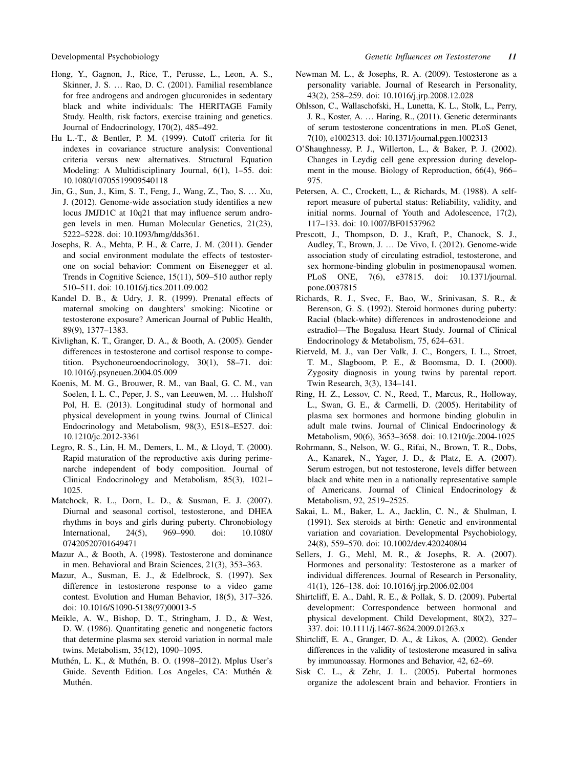Hong, Y., Gagnon, J., Rice, T., Perusse, L., Leon, A. S., Skinner, J. S. … Rao, D. C. (2001). Familial resemblance for free androgens and androgen glucuronides in sedentary black and white individuals: The HERITAGE Family Study. Health, risk factors, exercise training and genetics. Journal of Endocrinology, 170(2), 485–492.

Hu L.-T., & Bentler, P. M. (1999). Cutoff criteria for fit indexes in covariance structure analysis: Conventional criteria versus new alternatives. Structural Equation Modeling: A Multidisciplinary Journal, 6(1), 1–55. doi: 10.1080/10705519909540118

Jin, G., Sun, J., Kim, S. T., Feng, J., Wang, Z., Tao, S. … Xu, J. (2012). Genome-wide association study identifies a new locus JMJD1C at 10q21 that may influence serum androgen levels in men. Human Molecular Genetics, 21(23), 5222–5228. doi: 10.1093/hmg/dds361.

Josephs, R. A., Mehta, P. H., & Carre, J. M. (2011). Gender and social environment modulate the effects of testosterone on social behavior: Comment on Eisenegger et al. Trends in Cognitive Science, 15(11), 509–510 author reply 510–511. doi: 10.1016/j.tics.2011.09.002

Kandel D. B., & Udry, J. R. (1999). Prenatal effects of maternal smoking on daughters' smoking: Nicotine or testosterone exposure? American Journal of Public Health, 89(9), 1377–1383.

Kivlighan, K. T., Granger, D. A., & Booth, A. (2005). Gender differences in testosterone and cortisol response to competition. Psychoneuroendocrinology, 30(1), 58–71. doi: 10.1016/j.psyneuen.2004.05.009

Koenis, M. M. G., Brouwer, R. M., van Baal, G. C. M., van Soelen, I. L. C., Peper, J. S., van Leeuwen, M. … Hulshoff Pol, H. E. (2013). Longitudinal study of hormonal and physical development in young twins. Journal of Clinical Endocrinology and Metabolism, 98(3), E518–E527. doi: 10.1210/jc.2012-3361

Legro, R. S., Lin, H. M., Demers, L. M., & Lloyd, T. (2000). Rapid maturation of the reproductive axis during perimenarche independent of body composition. Journal of Clinical Endocrinology and Metabolism, 85(3), 1021–1025.

Matchock, R. L., Dorn, L. D., & Susman, E. J. (2007). Diurnal and seasonal cortisol, testosterone, and DHEA rhythms in boys and girls during puberty. Chronobiology International, 24(5), 969–990. doi: 10.1080/07420520701649471

Mazur A., & Booth, A. (1998). Testosterone and dominance in men. Behavioral and Brain Sciences, 21(3), 353–363.

Mazur, A., Susman, E. J., & Edelbrock, S. (1997). Sex difference in testosterone response to a video game contest. Evolution and Human Behavior, 18(5), 317–326. doi: 10.1016/S1090-5138(97)00013-5

Meikle, A. W., Bishop, D. T., Stringham, J. D., & West, D. W. (1986). Quantitating genetic and nongenetic factors that determine plasma sex steroid variation in normal male twins. Metabolism, 35(12), 1090–1095.

Muthén, L. K., & Muthén, B. O. (1998–2012). Mplus User's Guide. Seventh Edition. Los Angeles, CA: Muthén & Muthén.

Newman M. L., & Josephs, R. A. (2009). Testosterone as a personality variable. Journal of Research in Personality, 43(2), 258–259. doi: 10.1016/j.jrp.2008.12.028

Ohlsson, C., Wallaschofski, H., Lunetta, K. L., Stolk, L., Perry, J. R., Koster, A. … Haring, R., (2011). Genetic determinants of serum testosterone concentrations in men. PLoS Genet, 7(10), e1002313. doi: 10.1371/journal.pgen.1002313

O'Shaughnessy, P. J., Willerton, L., & Baker, P. J. (2002). Changes in Leydig cell gene expression during development in the mouse. Biology of Reproduction, 66(4), 966–975.

Petersen, A. C., Crockett, L., & Richards, M. (1988). A self-report measure of pubertal status: Reliability, validity, and initial norms. Journal of Youth and Adolescence, 17(2), 117–133. doi: 10.1007/BF01537962

Prescott, J., Thompson, D. J., Kraft, P., Chanock, S. J., Audley, T., Brown, J. … De Vivo, I. (2012). Genome-wide association study of circulating estradiol, testosterone, and sex hormone-binding globulin in postmenopausal women. PLoS ONE, 7(6), e37815. doi: 10.1371/journal.pone.0037815

Richards, R. J., Svec, F., Bao, W., Srinivasan, S. R., & Berenson, G. S. (1992). Steroid hormones during puberty: Racial (black-white) differences in androstenodeione and estradiol—The Bogalusa Heart Study. Journal of Clinical Endocrinology & Metabolism, 75, 624–631.

Rietveld, M. J., van Der Valk, J. C., Bongers, I. L., Stroet, T. M., Slagboom, P. E., & Boomsma, D. I. (2000). Zygosity diagnosis in young twins by parental report. Twin Research, 3(3), 134–141.

Ring, H. Z., Lessov, C. N., Reed, T., Marcus, R., Holloway, L., Swan, G. E., & Carmelli, D. (2005). Heritability of plasma sex hormones and hormone binding globulin in adult male twins. Journal of Clinical Endocrinology & Metabolism, 90(6), 3653–3658. doi: 10.1210/jc.2004-1025

Rohrmann, S., Nelson, W. G., Rifai, N., Brown, T. R., Dobs, A., Kanarek, N., Yager, J. D., & Platz, E. A. (2007). Serum estrogen, but not testosterone, levels differ between black and white men in a nationally representative sample of Americans. Journal of Clinical Endocrinology & Metabolism, 92, 2519–2525.

Sakai, L. M., Baker, L. A., Jacklin, C. N., & Shulman, I. (1991). Sex steroids at birth: Genetic and environmental variation and covariation. Developmental Psychobiology, 24(8), 559–570. doi: 10.1002/dev.420240804

Sellers, J. G., Mehl, M. R., & Josephs, R. A. (2007). Hormones and personality: Testosterone as a marker of individual differences. Journal of Research in Personality, 41(1), 126–138. doi: 10.1016/j.jrp.2006.02.004

Shirtcliff, E. A., Dahl, R. E., & Pollak, S. D. (2009). Pubertal development: Correspondence between hormonal and physical development. Child Development, 80(2), 327–337. doi: 10.1111/j.1467-8624.2009.01263.x

Shirtcliff, E. A., Granger, D. A., & Likos, A. (2002). Gender differences in the validity of testosterone measured in saliva by immunoassay. Hormones and Behavior, 42, 62–69.

Sisk C. L., & Zehr, J. L. (2005). Pubertal hormones organize the adolescent brain and behavior. Frontiers in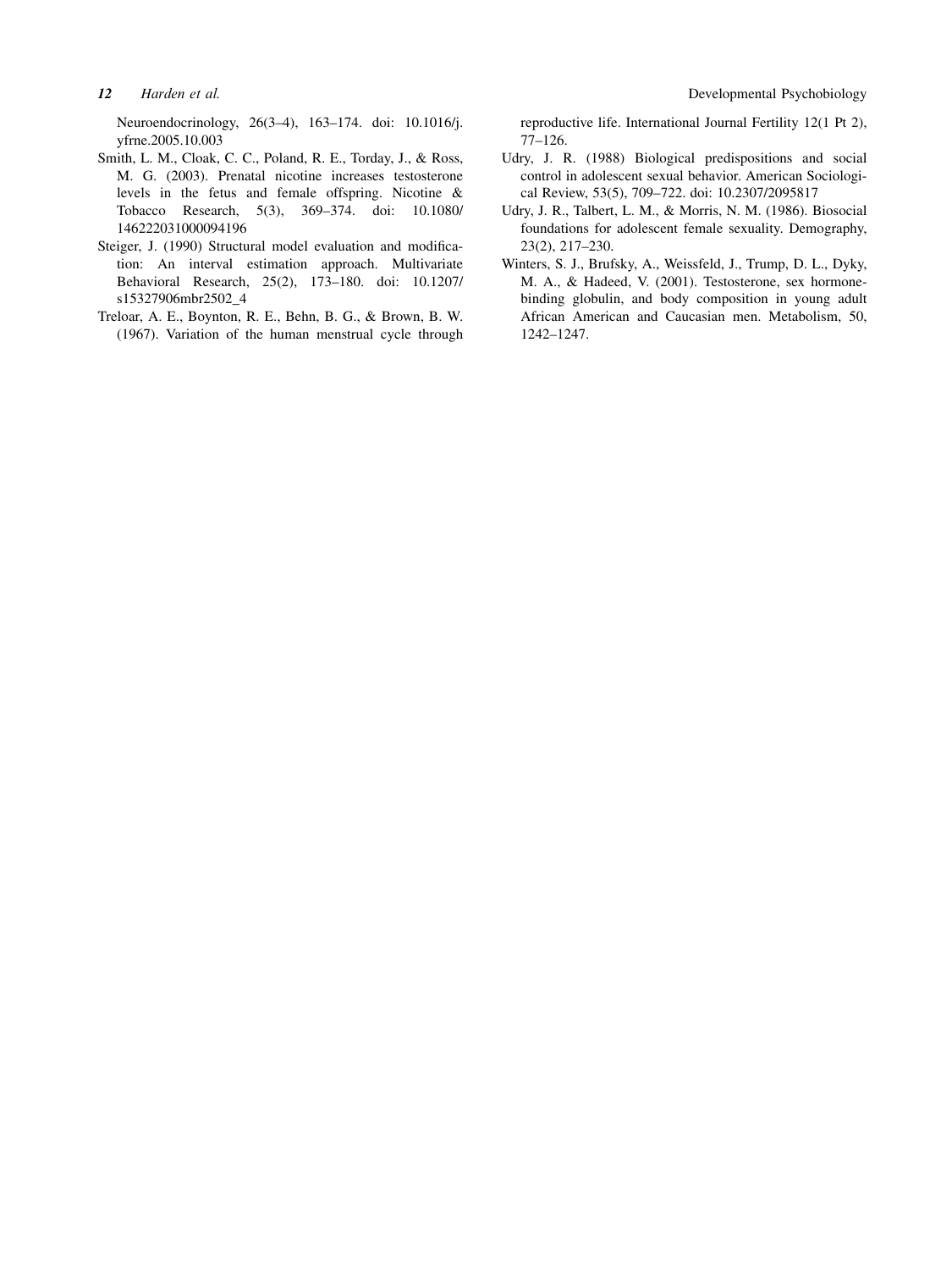Neuroendocrinology, 26(3–4), 163–174. doi: 10.1016/j.yfrne.2005.10.003

Smith, L. M., Cloak, C. C., Poland, R. E., Torday, J., & Ross, M. G. (2003). Prenatal nicotine increases testosterone levels in the fetus and female offspring. Nicotine & Tobacco Research, 5(3), 369–374. doi: 10.1080/146222031000094196

Steiger, J. (1990) Structural model evaluation and modification: An interval estimation approach. Multivariate Behavioral Research, 25(2), 173–180. doi: 10.1207/s15327906mbr2502_4

Treloar, A. E., Boynton, R. E., Behn, B. G., & Brown, B. W. (1967). Variation of the human menstrual cycle through reproductive life. International Journal Fertility 12(1 Pt 2), 77–126.

Udry, J. R. (1988) Biological predispositions and social control in adolescent sexual behavior. American Sociological Review, 53(5), 709–722. doi: 10.2307/2095817

Udry, J. R., Talbert, L. M., & Morris, N. M. (1986). Biosocial foundations for adolescent female sexuality. Demography, 23(2), 217–230.

Winters, S. J., Brufsky, A., Weissfeld, J., Trump, D. L., Dyky, M. A., & Hadeed, V. (2001). Testosterone, sex hormone-binding globulin, and body composition in young adult African American and Caucasian men. Metabolism, 50, 1242–1247.